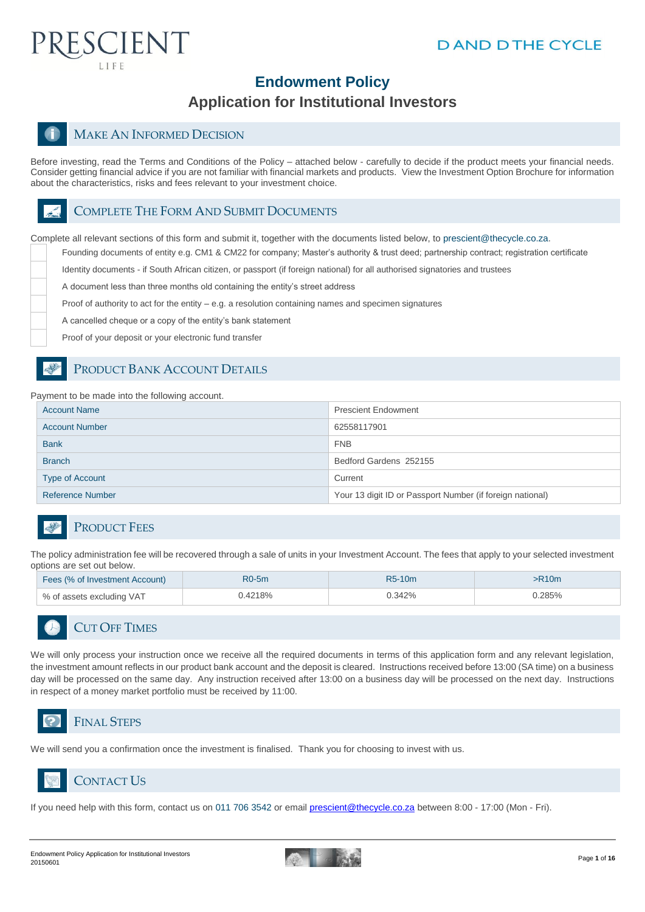PRESCIENT LIFE

D AND D THE CYCLE

# Endowment Policy

## Application for Institutional Investors

## Make An Informed Decision

Before investing, read the Terms and Conditions of the Policy – attached below - carefully to decide if the product meets your financial needs. Consider getting financial advice if you are not familiar with financial markets and products. View the Investment Option Brochure for information about the characteristics, risks and fees relevant to your investment choice.

## Complete The Form And Submit Documents

Complete all relevant sections of this form and submit it, together with the documents listed below, to prescient@thecycle.co.za.

- [ ] Founding documents of entity e.g. CM1 & CM22 for company; Master's authority & trust deed; partnership contract; registration certificate
- [ ] Identity documents - if South African citizen, or passport (if foreign national) for all authorised signatories and trustees
- [ ] A document less than three months old containing the entity's street address
- [ ] Proof of authority to act for the entity – e.g. a resolution containing names and specimen signatures
- [ ] A cancelled cheque or a copy of the entity's bank statement
- [ ] Proof of your deposit or your electronic fund transfer

## Product Bank Account Details

Payment to be made into the following account.

| | |
|---|---|
| Account Name | Prescient Endowment |
| Account Number | 62558117901 |
| Bank | FNB |
| Branch | Bedford Gardens 252155 |
| Type of Account | Current |
| Reference Number | Your 13 digit ID or Passport Number (if foreign national) |

## Product Fees

The policy administration fee will be recovered through a sale of units in your Investment Account. The fees that apply to your selected investment options are set out below.

| Fees (% of Investment Account) | R0-5m | R5-10m | >R10m |
|---|---|---|---|
| % of assets excluding VAT | 0.4218% | 0.342% | 0.285% |

## Cut Off Times

We will only process your instruction once we receive all the required documents in terms of this application form and any relevant legislation, the investment amount reflects in our product bank account and the deposit is cleared. Instructions received before 13:00 (SA time) on a business day will be processed on the same day. Any instruction received after 13:00 on a business day will be processed on the next day. Instructions in respect of a money market portfolio must be received by 11:00.

## Final Steps

We will send you a confirmation once the investment is finalised. Thank you for choosing to invest with us.

## Contact Us

If you need help with this form, contact us on 011 706 3542 or email prescient@thecycle.co.za between 8:00 - 17:00 (Mon - Fri).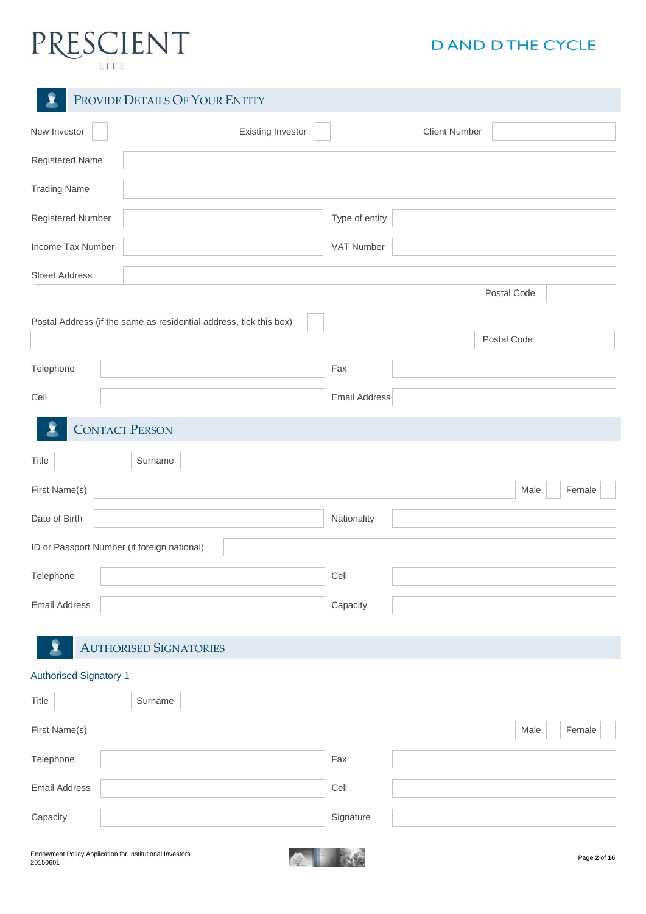PRESCIENT LIFE

D AND D THE CYCLE

## Provide Details Of Your Entity

| | | | | | |
|---|---|---|---|---|---|
| New Investor | ☐ | Existing Investor | ☐ | Client Number | |
| Registered Name | | | | | |
| Trading Name | | | | | |
| Registered Number | | Type of entity | | | |
| Income Tax Number | | VAT Number | | | |
| Street Address | | | | | |
| | | | | Postal Code | |

Postal Address (if the same as residential address, tick this box) ☐

| | | |
|---|---|---|
| | Postal Code | |

| | | | |
|---|---|---|---|
| Telephone | | Fax | |
| Cell | | Email Address | |

## Contact Person

| | | | | | |
|---|---|---|---|---|---|
| Title | | Surname | | | |
| First Name(s) | | Male | ☐ | Female | ☐ |
| Date of Birth | | Nationality | | | |

ID or Passport Number (if foreign national)

| | | | |
|---|---|---|---|
| Telephone | | Cell | |
| Email Address | | Capacity | |

## Authorised Signatories

### Authorised Signatory 1

| | | | | | |
|---|---|---|---|---|---|
| Title | | Surname | | | |
| First Name(s) | | Male | ☐ | Female | ☐ |
| Telephone | | Fax | | | |
| Email Address | | Cell | | | |
| Capacity | | Signature | | | |

Endowment Policy Application for Institutional Investors
20150601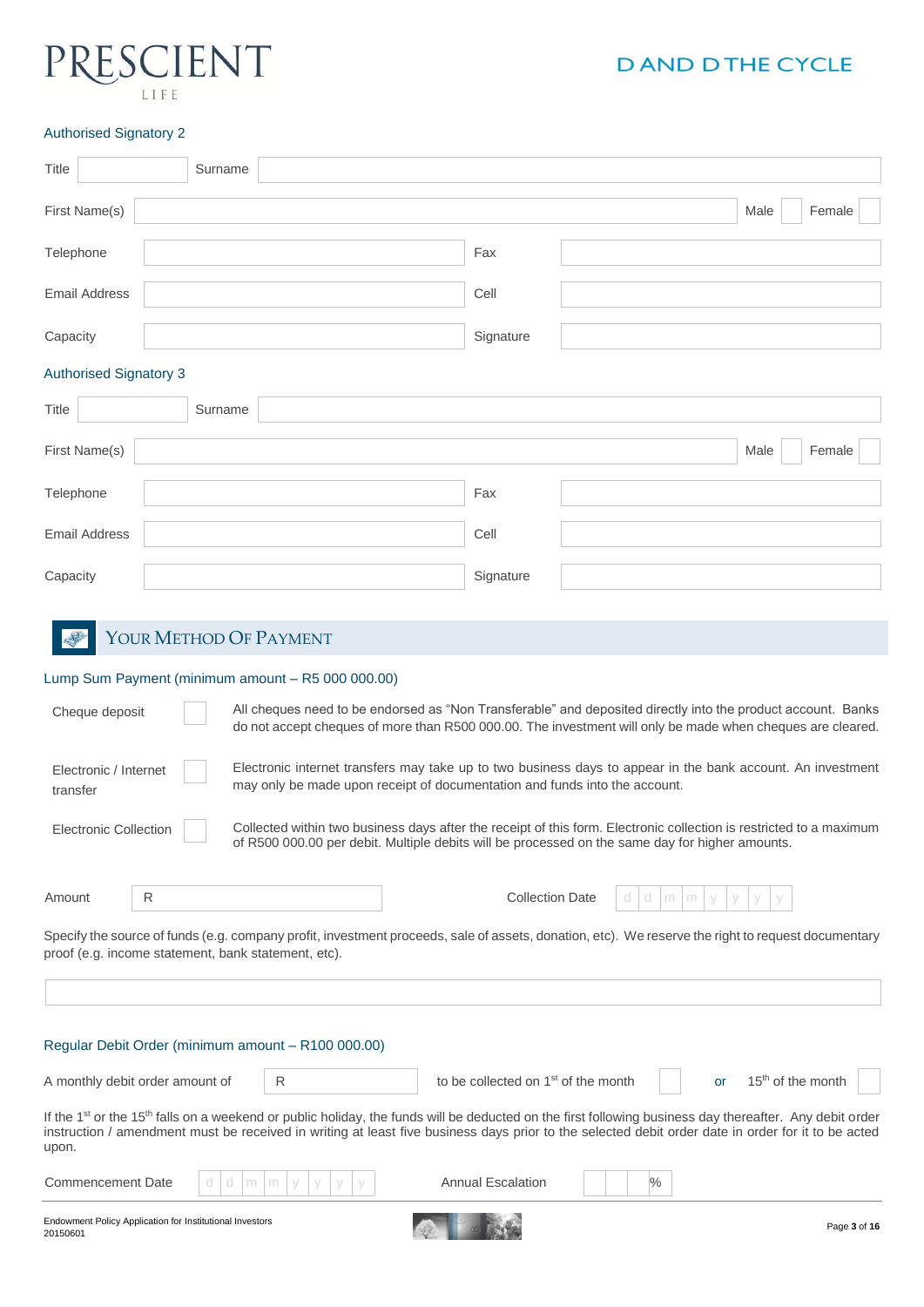### Authorised Signatory 2

| Title | | Surname | | | |
|---|---|---|---|---|---|
| First Name(s) | | | | Male | Female |
| Telephone | | Fax | | | |
| Email Address | | Cell | | | |
| Capacity | | Signature | | | |

### Authorised Signatory 3

| Title | | Surname | | | |
|---|---|---|---|---|---|
| First Name(s) | | | | Male | Female |
| Telephone | | Fax | | | |
| Email Address | | Cell | | | |
| Capacity | | Signature | | | |

## Your Method Of Payment

### Lump Sum Payment (minimum amount – R5 000 000.00)

| Option | | Details |
|---|---|---|
| Cheque deposit | ☐ | All cheques need to be endorsed as "Non Transferable" and deposited directly into the product account. Banks do not accept cheques of more than R500 000.00. The investment will only be made when cheques are cleared. |
| Electronic / Internet transfer | ☐ | Electronic internet transfers may take up to two business days to appear in the bank account. An investment may only be made upon receipt of documentation and funds into the account. |
| Electronic Collection | ☐ | Collected within two business days after the receipt of this form. Electronic collection is restricted to a maximum of R500 000.00 per debit. Multiple debits will be processed on the same day for higher amounts. |

Amount R ____________ Collection Date d d m m y y y y

Specify the source of funds (e.g. company profit, investment proceeds, sale of assets, donation, etc). We reserve the right to request documentary proof (e.g. income statement, bank statement, etc).

______________________________________________

### Regular Debit Order (minimum amount – R100 000.00)

A monthly debit order amount of R ____________ to be collected on 1st of the month ☐ or 15th of the month ☐

If the 1st or the 15th falls on a weekend or public holiday, the funds will be deducted on the first following business day thereafter. Any debit order instruction / amendment must be received in writing at least five business days prior to the selected debit order date in order for it to be acted upon.

Commencement Date d d m m y y y y Annual Escalation ____ %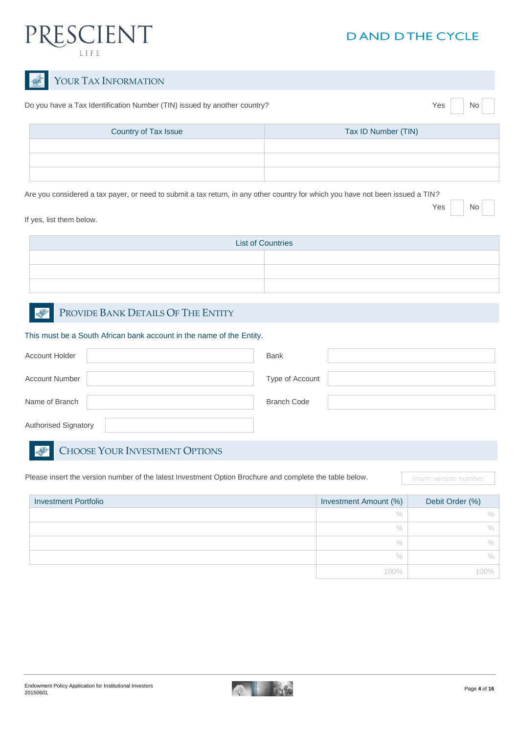PRESCIENT LIFE

D AND D THE CYCLE

## Your Tax Information

Do you have a Tax Identification Number (TIN) issued by another country? Yes ☐ No ☐

| Country of Tax Issue | Tax ID Number (TIN) |
|---|---|
| | |
| | |
| | |

Are you considered a tax payer, or need to submit a tax return, in any other country for which you have not been issued a TIN? Yes ☐ No ☐

If yes, list them below.

| List of Countries | |
|---|---|
| | |
| | |
| | |

## Provide Bank Details Of The Entity

This must be a South African bank account in the name of the Entity.

| | | | |
|---|---|---|---|
| Account Holder | | Bank | |
| Account Number | | Type of Account | |
| Name of Branch | | Branch Code | |
| Authorised Signatory | | | |

## Choose Your Investment Options

Please insert the version number of the latest Investment Option Brochure and complete the table below. Insert version number

| Investment Portfolio | Investment Amount (%) | Debit Order (%) |
|---|---|---|
| | % | % |
| | % | % |
| | % | % |
| | % | % |
| | 100% | 100% |

Endowment Policy Application for Institutional Investors
20150601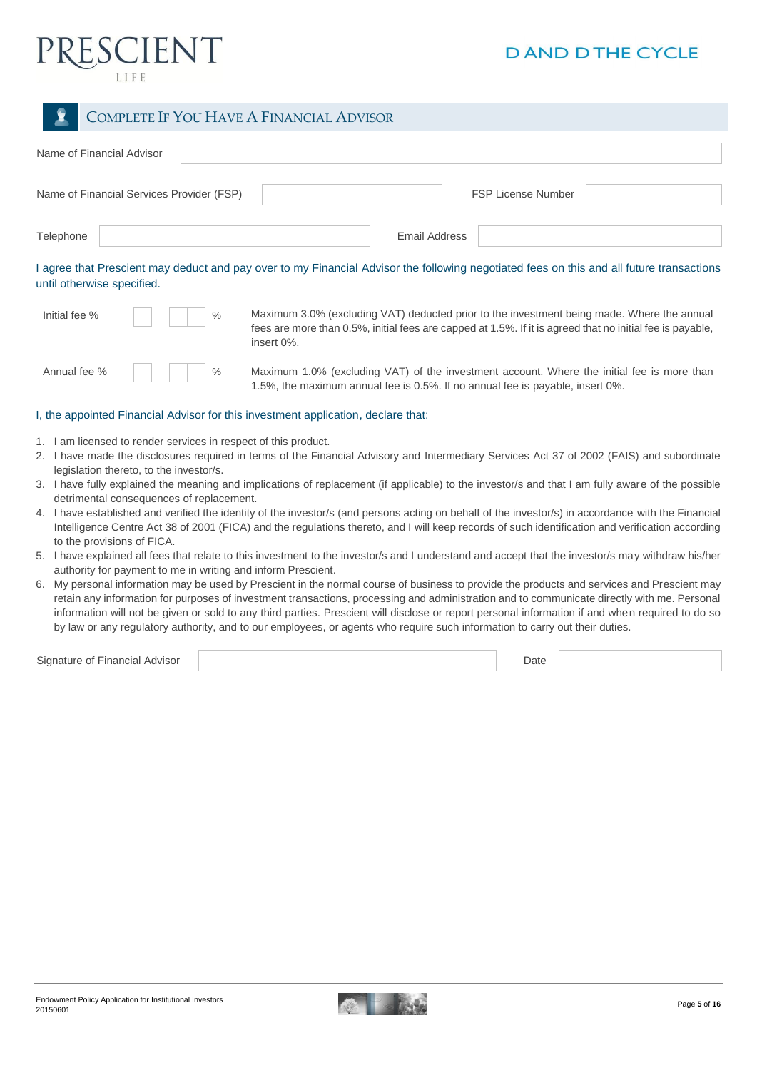## COMPLETE IF YOU HAVE A FINANCIAL ADVISOR

| | | | |
|---|---|---|---|
| Name of Financial Advisor | | | |
| Name of Financial Services Provider (FSP) | | FSP License Number | |
| Telephone | | Email Address | |

I agree that Prescient may deduct and pay over to my Financial Advisor the following negotiated fees on this and all future transactions until otherwise specified.

| | | |
|---|---|---|
| Initial fee % | ___ . ___ ___ % | Maximum 3.0% (excluding VAT) deducted prior to the investment being made. Where the annual fees are more than 0.5%, initial fees are capped at 1.5%. If it is agreed that no initial fee is payable, insert 0%. |
| Annual fee % | ___ . ___ ___ % | Maximum 1.0% (excluding VAT) of the investment account. Where the initial fee is more than 1.5%, the maximum annual fee is 0.5%. If no annual fee is payable, insert 0%. |

I, the appointed Financial Advisor for this investment application, declare that:

1. I am licensed to render services in respect of this product.
2. I have made the disclosures required in terms of the Financial Advisory and Intermediary Services Act 37 of 2002 (FAIS) and subordinate legislation thereto, to the investor/s.
3. I have fully explained the meaning and implications of replacement (if applicable) to the investor/s and that I am fully aware of the possible detrimental consequences of replacement.
4. I have established and verified the identity of the investor/s (and persons acting on behalf of the investor/s) in accordance with the Financial Intelligence Centre Act 38 of 2001 (FICA) and the regulations thereto, and I will keep records of such identification and verification according to the provisions of FICA.
5. I have explained all fees that relate to this investment to the investor/s and I understand and accept that the investor/s may withdraw his/her authority for payment to me in writing and inform Prescient.
6. My personal information may be used by Prescient in the normal course of business to provide the products and services and Prescient may retain any information for purposes of investment transactions, processing and administration and to communicate directly with me. Personal information will not be given or sold to any third parties. Prescient will disclose or report personal information if and when required to do so by law or any regulatory authority, and to our employees, or agents who require such information to carry out their duties.

| | | | |
|---|---|---|---|
| Signature of Financial Advisor | | Date | |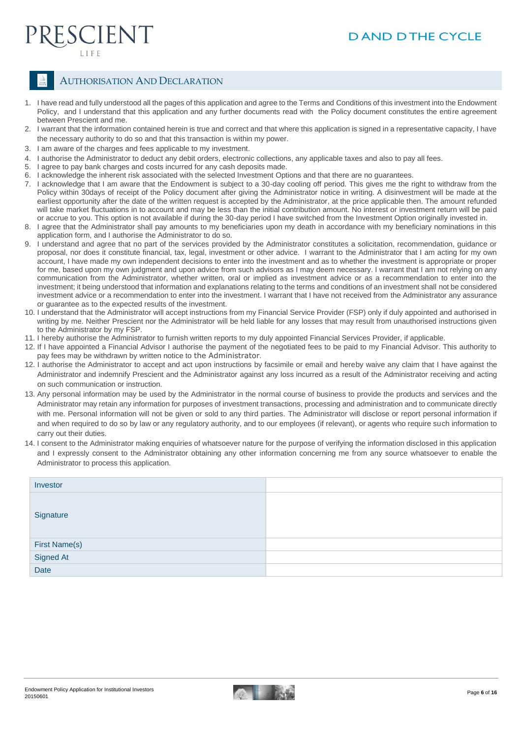## AUTHORISATION AND DECLARATION

1. I have read and fully understood all the pages of this application and agree to the Terms and Conditions of this investment into the Endowment Policy, and I understand that this application and any further documents read with the Policy document constitutes the entire agreement between Prescient and me.
2. I warrant that the information contained herein is true and correct and that where this application is signed in a representative capacity, I have the necessary authority to do so and that this transaction is within my power.
3. I am aware of the charges and fees applicable to my investment.
4. I authorise the Administrator to deduct any debit orders, electronic collections, any applicable taxes and also to pay all fees.
5. I agree to pay bank charges and costs incurred for any cash deposits made.
6. I acknowledge the inherent risk associated with the selected Investment Options and that there are no guarantees.
7. I acknowledge that I am aware that the Endowment is subject to a 30-day cooling off period. This gives me the right to withdraw from the Policy within 30days of receipt of the Policy document after giving the Administrator notice in writing. A disinvestment will be made at the earliest opportunity after the date of the written request is accepted by the Administrator, at the price applicable then. The amount refunded will take market fluctuations in to account and may be less than the initial contribution amount. No interest or investment return will be paid or accrue to you. This option is not available if during the 30-day period I have switched from the Investment Option originally invested in.
8. I agree that the Administrator shall pay amounts to my beneficiaries upon my death in accordance with my beneficiary nominations in this application form, and I authorise the Administrator to do so.
9. I understand and agree that no part of the services provided by the Administrator constitutes a solicitation, recommendation, guidance or proposal, nor does it constitute financial, tax, legal, investment or other advice. I warrant to the Administrator that I am acting for my own account, I have made my own independent decisions to enter into the investment and as to whether the investment is appropriate or proper for me, based upon my own judgment and upon advice from such advisors as I may deem necessary. I warrant that I am not relying on any communication from the Administrator, whether written, oral or implied as investment advice or as a recommendation to enter into the investment; it being understood that information and explanations relating to the terms and conditions of an investment shall not be considered investment advice or a recommendation to enter into the investment. I warrant that I have not received from the Administrator any assurance or guarantee as to the expected results of the investment.
10. I understand that the Administrator will accept instructions from my Financial Service Provider (FSP) only if duly appointed and authorised in writing by me. Neither Prescient nor the Administrator will be held liable for any losses that may result from unauthorised instructions given to the Administrator by my FSP.
11. I hereby authorise the Administrator to furnish written reports to my duly appointed Financial Services Provider, if applicable.
12. If I have appointed a Financial Advisor I authorise the payment of the negotiated fees to be paid to my Financial Advisor. This authority to pay fees may be withdrawn by written notice to the Administrator.
12. I authorise the Administrator to accept and act upon instructions by facsimile or email and hereby waive any claim that I have against the Administrator and indemnify Prescient and the Administrator against any loss incurred as a result of the Administrator receiving and acting on such communication or instruction.
13. Any personal information may be used by the Administrator in the normal course of business to provide the products and services and the Administrator may retain any information for purposes of investment transactions, processing and administration and to communicate directly with me. Personal information will not be given or sold to any third parties. The Administrator will disclose or report personal information if and when required to do so by law or any regulatory authority, and to our employees (if relevant), or agents who require such information to carry out their duties.
14. I consent to the Administrator making enquiries of whatsoever nature for the purpose of verifying the information disclosed in this application and I expressly consent to the Administrator obtaining any other information concerning me from any source whatsoever to enable the Administrator to process this application.

| Investor | |
|---|---|
| Signature | |
| First Name(s) | |
| Signed At | |
| Date | |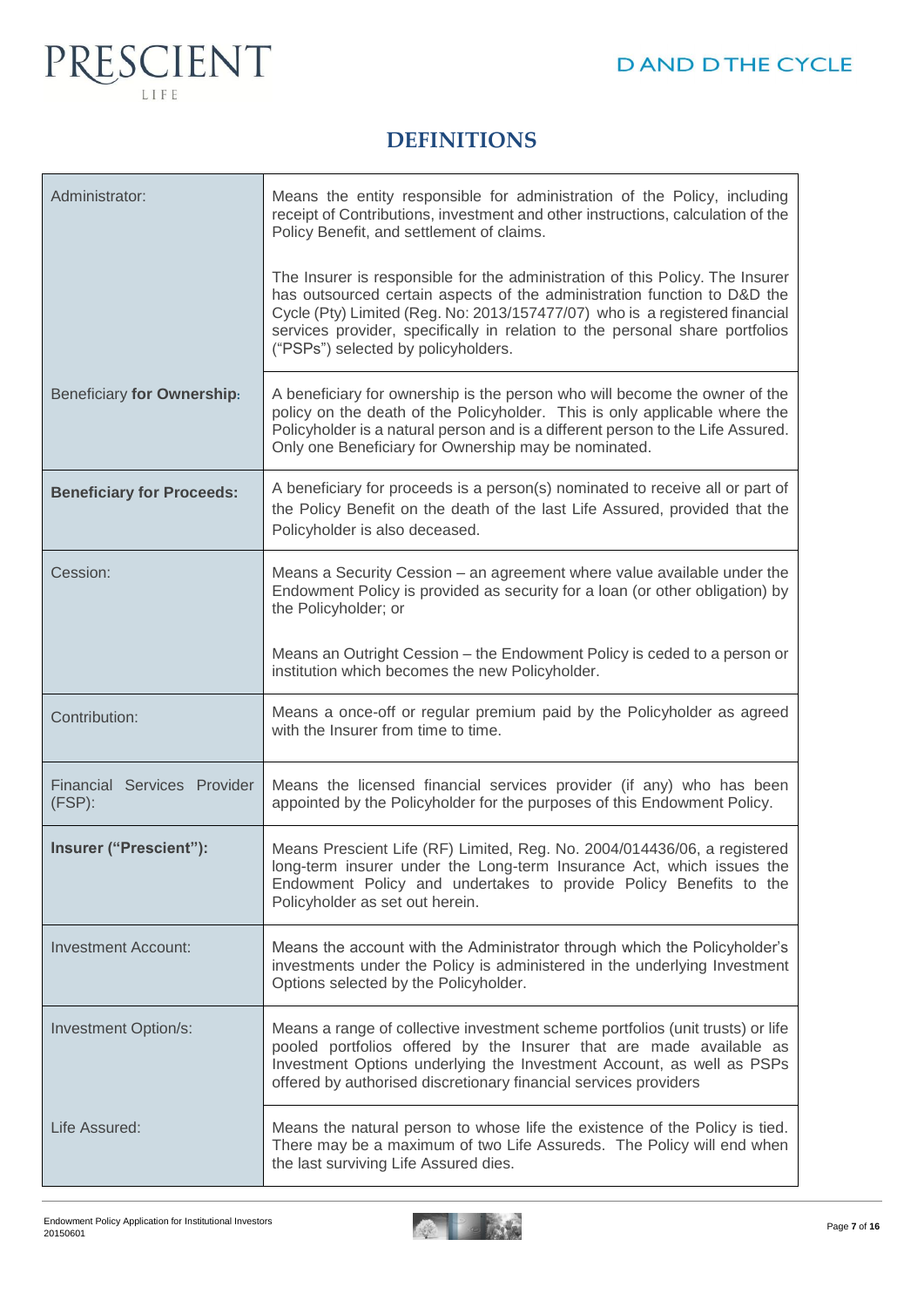## DEFINITIONS

| | |
|---|---|
| Administrator: | Means the entity responsible for administration of the Policy, including receipt of Contributions, investment and other instructions, calculation of the Policy Benefit, and settlement of claims.<br><br>The Insurer is responsible for the administration of this Policy. The Insurer has outsourced certain aspects of the administration function to D&D the Cycle (Pty) Limited (Reg. No: 2013/157477/07) who is a registered financial services provider, specifically in relation to the personal share portfolios ("PSPs") selected by policyholders. |
| Beneficiary **for Ownership**: | A beneficiary for ownership is the person who will become the owner of the policy on the death of the Policyholder. This is only applicable where the Policyholder is a natural person and is a different person to the Life Assured. Only one Beneficiary for Ownership may be nominated. |
| **Beneficiary for Proceeds:** | A beneficiary for proceeds is a person(s) nominated to receive all or part of the Policy Benefit on the death of the last Life Assured, provided that the Policyholder is also deceased. |
| Cession: | Means a Security Cession – an agreement where value available under the Endowment Policy is provided as security for a loan (or other obligation) by the Policyholder; or<br><br>Means an Outright Cession – the Endowment Policy is ceded to a person or institution which becomes the new Policyholder. |
| Contribution: | Means a once-off or regular premium paid by the Policyholder as agreed with the Insurer from time to time. |
| Financial Services Provider (FSP): | Means the licensed financial services provider (if any) who has been appointed by the Policyholder for the purposes of this Endowment Policy. |
| **Insurer ("Prescient"):** | Means Prescient Life (RF) Limited, Reg. No. 2004/014436/06, a registered long-term insurer under the Long-term Insurance Act, which issues the Endowment Policy and undertakes to provide Policy Benefits to the Policyholder as set out herein. |
| Investment Account: | Means the account with the Administrator through which the Policyholder's investments under the Policy is administered in the underlying Investment Options selected by the Policyholder. |
| Investment Option/s: | Means a range of collective investment scheme portfolios (unit trusts) or life pooled portfolios offered by the Insurer that are made available as Investment Options underlying the Investment Account, as well as PSPs offered by authorised discretionary financial services providers |
| Life Assured: | Means the natural person to whose life the existence of the Policy is tied. There may be a maximum of two Life Assureds. The Policy will end when the last surviving Life Assured dies. |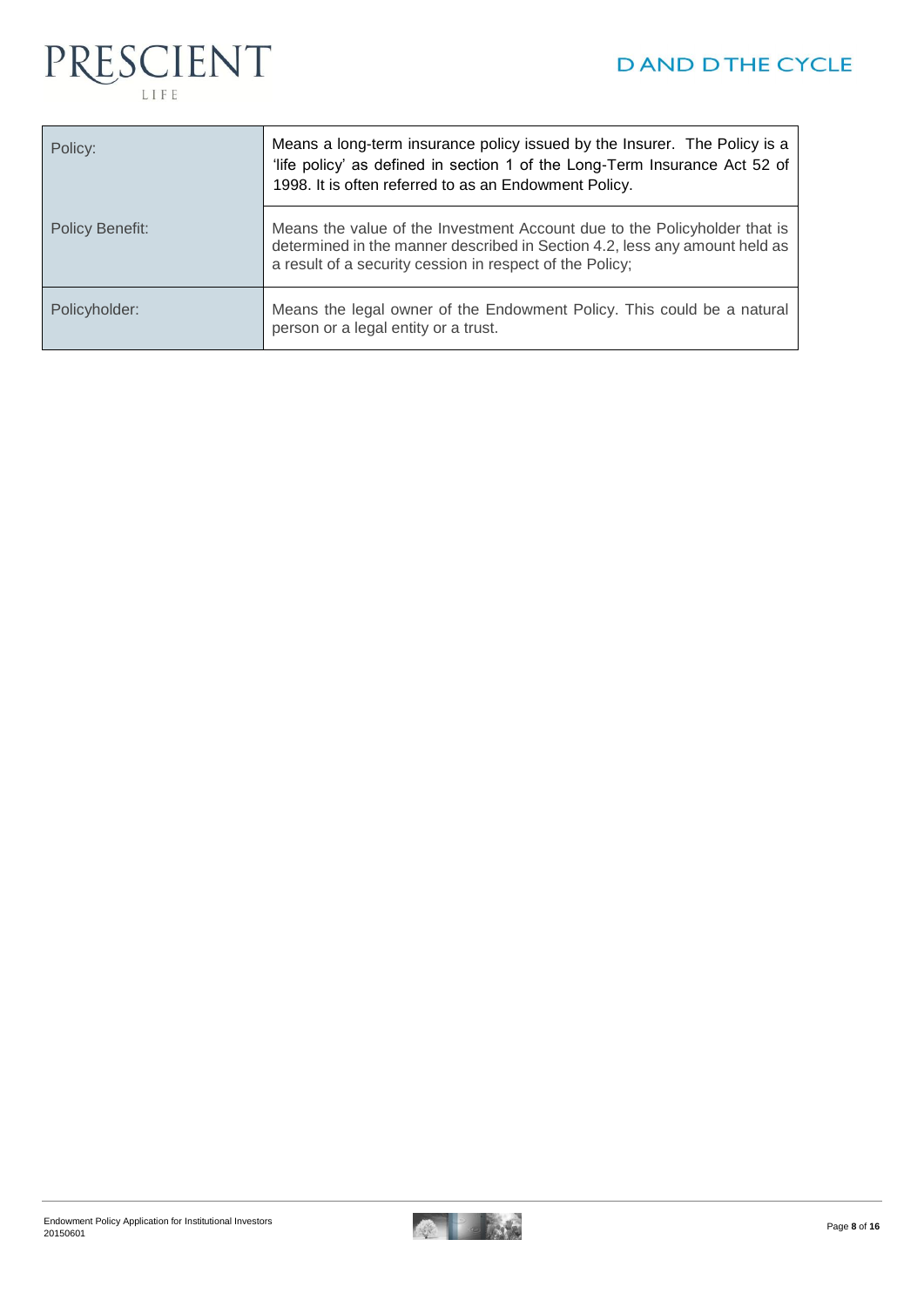| | |
|---|---|
| Policy: | Means a long-term insurance policy issued by the Insurer. The Policy is a 'life policy' as defined in section 1 of the Long-Term Insurance Act 52 of 1998. It is often referred to as an Endowment Policy. |
| Policy Benefit: | Means the value of the Investment Account due to the Policyholder that is determined in the manner described in Section 4.2, less any amount held as a result of a security cession in respect of the Policy; |
| Policyholder: | Means the legal owner of the Endowment Policy. This could be a natural person or a legal entity or a trust. |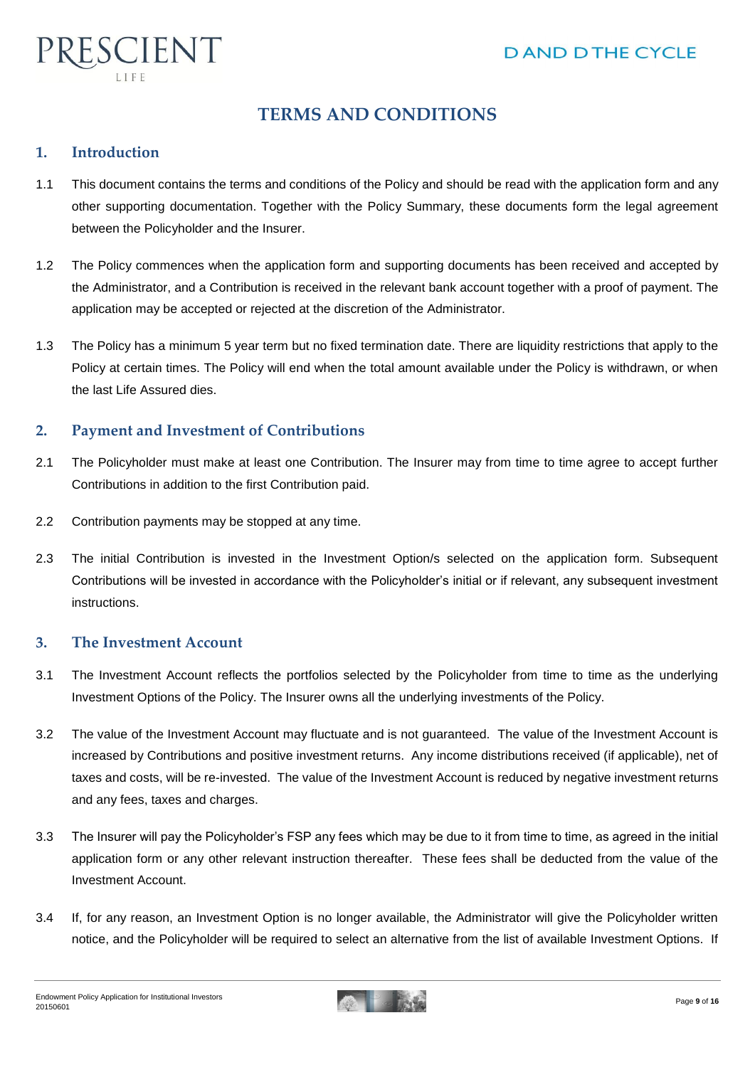# TERMS AND CONDITIONS

## 1. Introduction

1.1 This document contains the terms and conditions of the Policy and should be read with the application form and any other supporting documentation. Together with the Policy Summary, these documents form the legal agreement between the Policyholder and the Insurer.

1.2 The Policy commences when the application form and supporting documents has been received and accepted by the Administrator, and a Contribution is received in the relevant bank account together with a proof of payment. The application may be accepted or rejected at the discretion of the Administrator.

1.3 The Policy has a minimum 5 year term but no fixed termination date. There are liquidity restrictions that apply to the Policy at certain times. The Policy will end when the total amount available under the Policy is withdrawn, or when the last Life Assured dies.

## 2. Payment and Investment of Contributions

2.1 The Policyholder must make at least one Contribution. The Insurer may from time to time agree to accept further Contributions in addition to the first Contribution paid.

2.2 Contribution payments may be stopped at any time.

2.3 The initial Contribution is invested in the Investment Option/s selected on the application form. Subsequent Contributions will be invested in accordance with the Policyholder's initial or if relevant, any subsequent investment instructions.

## 3. The Investment Account

3.1 The Investment Account reflects the portfolios selected by the Policyholder from time to time as the underlying Investment Options of the Policy. The Insurer owns all the underlying investments of the Policy.

3.2 The value of the Investment Account may fluctuate and is not guaranteed. The value of the Investment Account is increased by Contributions and positive investment returns. Any income distributions received (if applicable), net of taxes and costs, will be re-invested. The value of the Investment Account is reduced by negative investment returns and any fees, taxes and charges.

3.3 The Insurer will pay the Policyholder's FSP any fees which may be due to it from time to time, as agreed in the initial application form or any other relevant instruction thereafter. These fees shall be deducted from the value of the Investment Account.

3.4 If, for any reason, an Investment Option is no longer available, the Administrator will give the Policyholder written notice, and the Policyholder will be required to select an alternative from the list of available Investment Options. If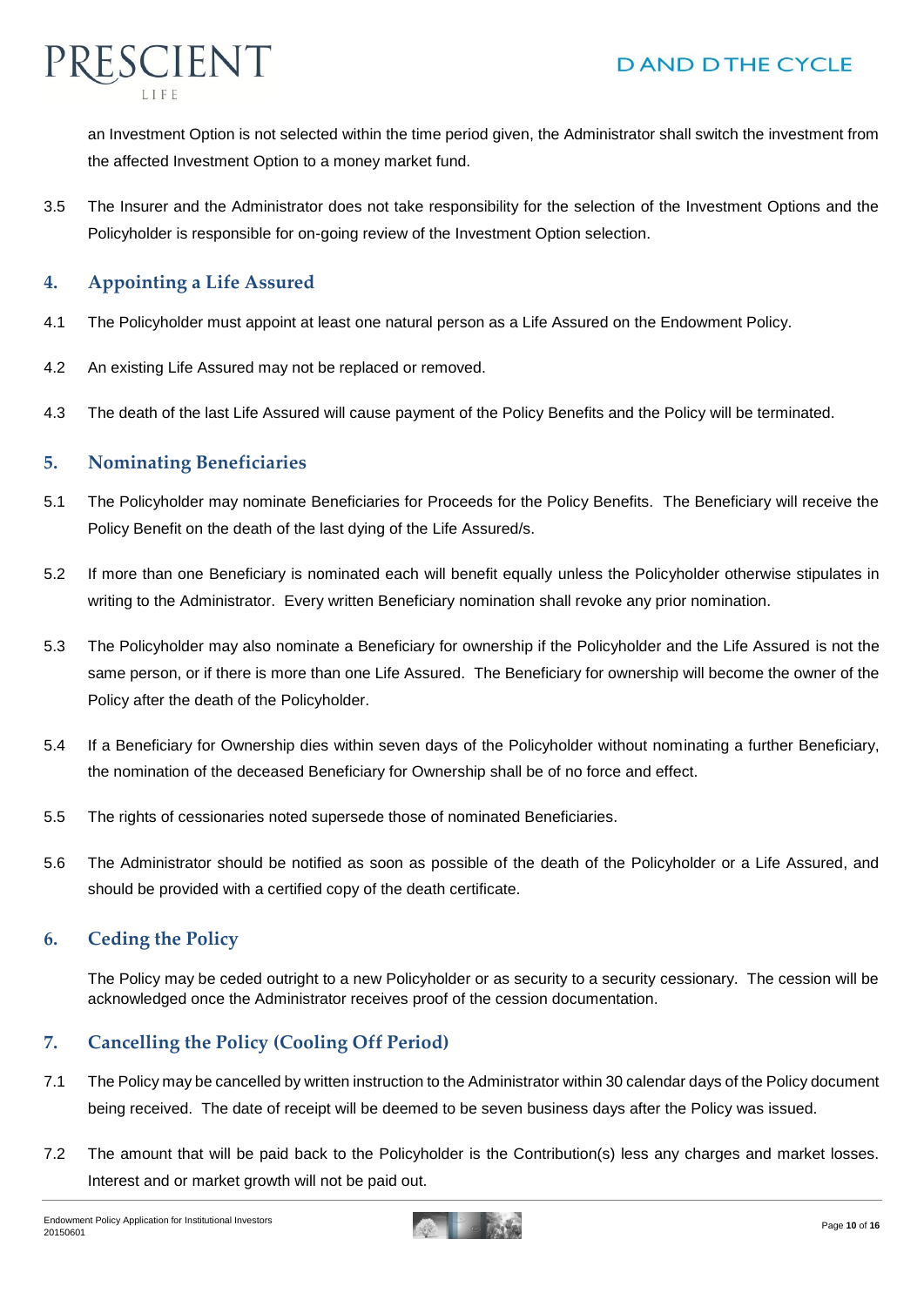an Investment Option is not selected within the time period given, the Administrator shall switch the investment from the affected Investment Option to a money market fund.

3.5 The Insurer and the Administrator does not take responsibility for the selection of the Investment Options and the Policyholder is responsible for on-going review of the Investment Option selection.

## 4. Appointing a Life Assured

4.1 The Policyholder must appoint at least one natural person as a Life Assured on the Endowment Policy.

4.2 An existing Life Assured may not be replaced or removed.

4.3 The death of the last Life Assured will cause payment of the Policy Benefits and the Policy will be terminated.

## 5. Nominating Beneficiaries

5.1 The Policyholder may nominate Beneficiaries for Proceeds for the Policy Benefits. The Beneficiary will receive the Policy Benefit on the death of the last dying of the Life Assured/s.

5.2 If more than one Beneficiary is nominated each will benefit equally unless the Policyholder otherwise stipulates in writing to the Administrator. Every written Beneficiary nomination shall revoke any prior nomination.

5.3 The Policyholder may also nominate a Beneficiary for ownership if the Policyholder and the Life Assured is not the same person, or if there is more than one Life Assured. The Beneficiary for ownership will become the owner of the Policy after the death of the Policyholder.

5.4 If a Beneficiary for Ownership dies within seven days of the Policyholder without nominating a further Beneficiary, the nomination of the deceased Beneficiary for Ownership shall be of no force and effect.

5.5 The rights of cessionaries noted supersede those of nominated Beneficiaries.

5.6 The Administrator should be notified as soon as possible of the death of the Policyholder or a Life Assured, and should be provided with a certified copy of the death certificate.

## 6. Ceding the Policy

The Policy may be ceded outright to a new Policyholder or as security to a security cessionary. The cession will be acknowledged once the Administrator receives proof of the cession documentation.

## 7. Cancelling the Policy (Cooling Off Period)

7.1 The Policy may be cancelled by written instruction to the Administrator within 30 calendar days of the Policy document being received. The date of receipt will be deemed to be seven business days after the Policy was issued.

7.2 The amount that will be paid back to the Policyholder is the Contribution(s) less any charges and market losses. Interest and or market growth will not be paid out.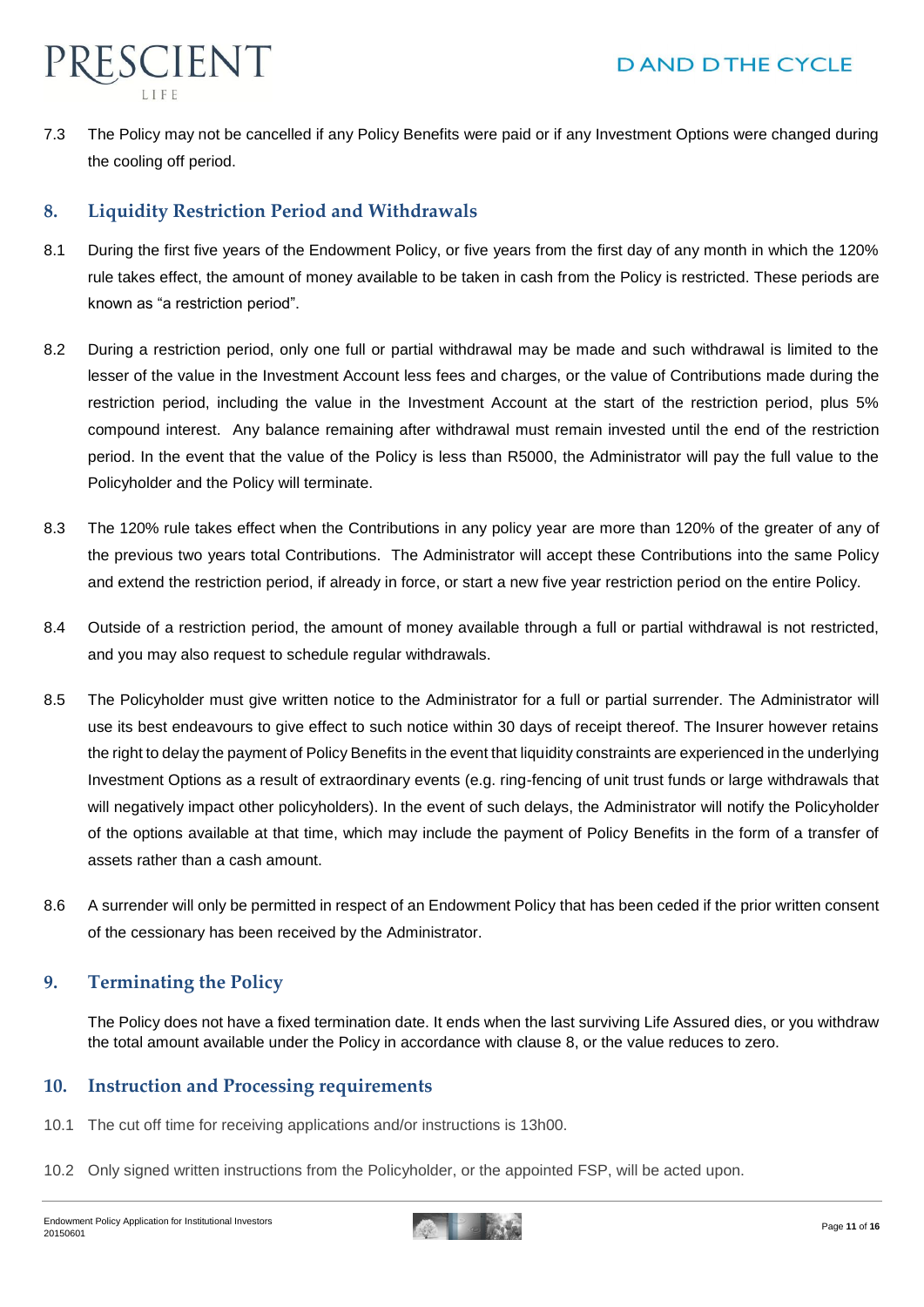7.3 The Policy may not be cancelled if any Policy Benefits were paid or if any Investment Options were changed during the cooling off period.

## 8. Liquidity Restriction Period and Withdrawals

8.1 During the first five years of the Endowment Policy, or five years from the first day of any month in which the 120% rule takes effect, the amount of money available to be taken in cash from the Policy is restricted. These periods are known as "a restriction period".

8.2 During a restriction period, only one full or partial withdrawal may be made and such withdrawal is limited to the lesser of the value in the Investment Account less fees and charges, or the value of Contributions made during the restriction period, including the value in the Investment Account at the start of the restriction period, plus 5% compound interest. Any balance remaining after withdrawal must remain invested until the end of the restriction period. In the event that the value of the Policy is less than R5000, the Administrator will pay the full value to the Policyholder and the Policy will terminate.

8.3 The 120% rule takes effect when the Contributions in any policy year are more than 120% of the greater of any of the previous two years total Contributions. The Administrator will accept these Contributions into the same Policy and extend the restriction period, if already in force, or start a new five year restriction period on the entire Policy.

8.4 Outside of a restriction period, the amount of money available through a full or partial withdrawal is not restricted, and you may also request to schedule regular withdrawals.

8.5 The Policyholder must give written notice to the Administrator for a full or partial surrender. The Administrator will use its best endeavours to give effect to such notice within 30 days of receipt thereof. The Insurer however retains the right to delay the payment of Policy Benefits in the event that liquidity constraints are experienced in the underlying Investment Options as a result of extraordinary events (e.g. ring-fencing of unit trust funds or large withdrawals that will negatively impact other policyholders). In the event of such delays, the Administrator will notify the Policyholder of the options available at that time, which may include the payment of Policy Benefits in the form of a transfer of assets rather than a cash amount.

8.6 A surrender will only be permitted in respect of an Endowment Policy that has been ceded if the prior written consent of the cessionary has been received by the Administrator.

## 9. Terminating the Policy

The Policy does not have a fixed termination date. It ends when the last surviving Life Assured dies, or you withdraw the total amount available under the Policy in accordance with clause 8, or the value reduces to zero.

## 10. Instruction and Processing requirements

10.1 The cut off time for receiving applications and/or instructions is 13h00.

10.2 Only signed written instructions from the Policyholder, or the appointed FSP, will be acted upon.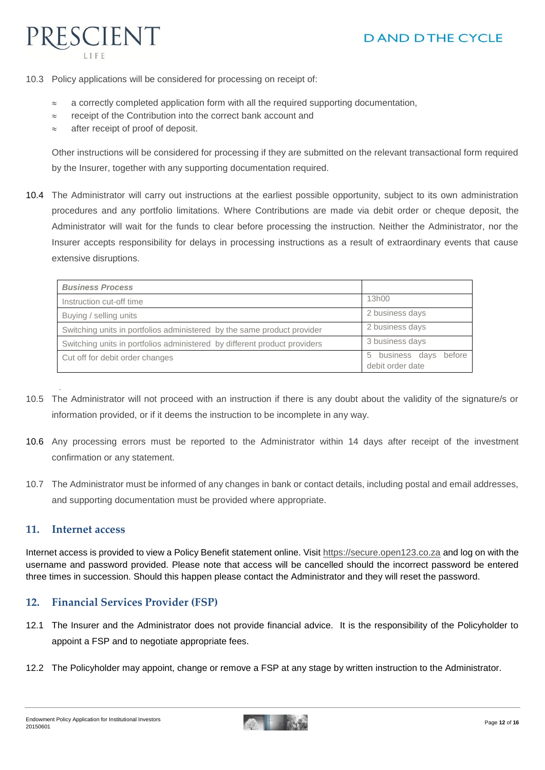10.3 Policy applications will be considered for processing on receipt of:

- a correctly completed application form with all the required supporting documentation,
- receipt of the Contribution into the correct bank account and
- after receipt of proof of deposit.

Other instructions will be considered for processing if they are submitted on the relevant transactional form required by the Insurer, together with any supporting documentation required.

10.4 The Administrator will carry out instructions at the earliest possible opportunity, subject to its own administration procedures and any portfolio limitations. Where Contributions are made via debit order or cheque deposit, the Administrator will wait for the funds to clear before processing the instruction. Neither the Administrator, nor the Insurer accepts responsibility for delays in processing instructions as a result of extraordinary events that cause extensive disruptions.

| *Business Process* | |
|---|---|
| Instruction cut-off time | 13h00 |
| Buying / selling units | 2 business days |
| Switching units in portfolios administered by the same product provider | 2 business days |
| Switching units in portfolios administered by different product providers | 3 business days |
| Cut off for debit order changes | 5 business days before debit order date |

10.5 The Administrator will not proceed with an instruction if there is any doubt about the validity of the signature/s or information provided, or if it deems the instruction to be incomplete in any way.

10.6 Any processing errors must be reported to the Administrator within 14 days after receipt of the investment confirmation or any statement.

10.7 The Administrator must be informed of any changes in bank or contact details, including postal and email addresses, and supporting documentation must be provided where appropriate.

## 11. Internet access

Internet access is provided to view a Policy Benefit statement online. Visit https://secure.open123.co.za and log on with the username and password provided. Please note that access will be cancelled should the incorrect password be entered three times in succession. Should this happen please contact the Administrator and they will reset the password.

## 12. Financial Services Provider (FSP)

12.1 The Insurer and the Administrator does not provide financial advice. It is the responsibility of the Policyholder to appoint a FSP and to negotiate appropriate fees.

12.2 The Policyholder may appoint, change or remove a FSP at any stage by written instruction to the Administrator.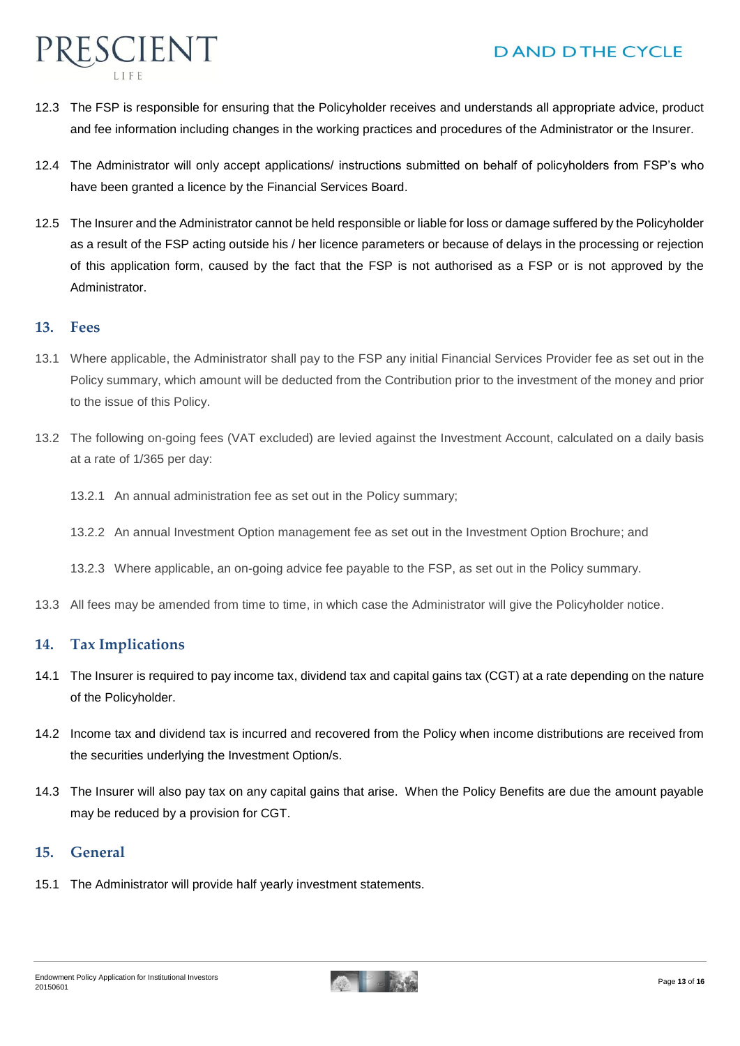12.3 The FSP is responsible for ensuring that the Policyholder receives and understands all appropriate advice, product and fee information including changes in the working practices and procedures of the Administrator or the Insurer.

12.4 The Administrator will only accept applications/ instructions submitted on behalf of policyholders from FSP's who have been granted a licence by the Financial Services Board.

12.5 The Insurer and the Administrator cannot be held responsible or liable for loss or damage suffered by the Policyholder as a result of the FSP acting outside his / her licence parameters or because of delays in the processing or rejection of this application form, caused by the fact that the FSP is not authorised as a FSP or is not approved by the Administrator.

## 13. Fees

13.1 Where applicable, the Administrator shall pay to the FSP any initial Financial Services Provider fee as set out in the Policy summary, which amount will be deducted from the Contribution prior to the investment of the money and prior to the issue of this Policy.

13.2 The following on-going fees (VAT excluded) are levied against the Investment Account, calculated on a daily basis at a rate of 1/365 per day:

13.2.1 An annual administration fee as set out in the Policy summary;

13.2.2 An annual Investment Option management fee as set out in the Investment Option Brochure; and

13.2.3 Where applicable, an on-going advice fee payable to the FSP, as set out in the Policy summary.

13.3 All fees may be amended from time to time, in which case the Administrator will give the Policyholder notice.

## 14. Tax Implications

14.1 The Insurer is required to pay income tax, dividend tax and capital gains tax (CGT) at a rate depending on the nature of the Policyholder.

14.2 Income tax and dividend tax is incurred and recovered from the Policy when income distributions are received from the securities underlying the Investment Option/s.

14.3 The Insurer will also pay tax on any capital gains that arise. When the Policy Benefits are due the amount payable may be reduced by a provision for CGT.

## 15. General

15.1 The Administrator will provide half yearly investment statements.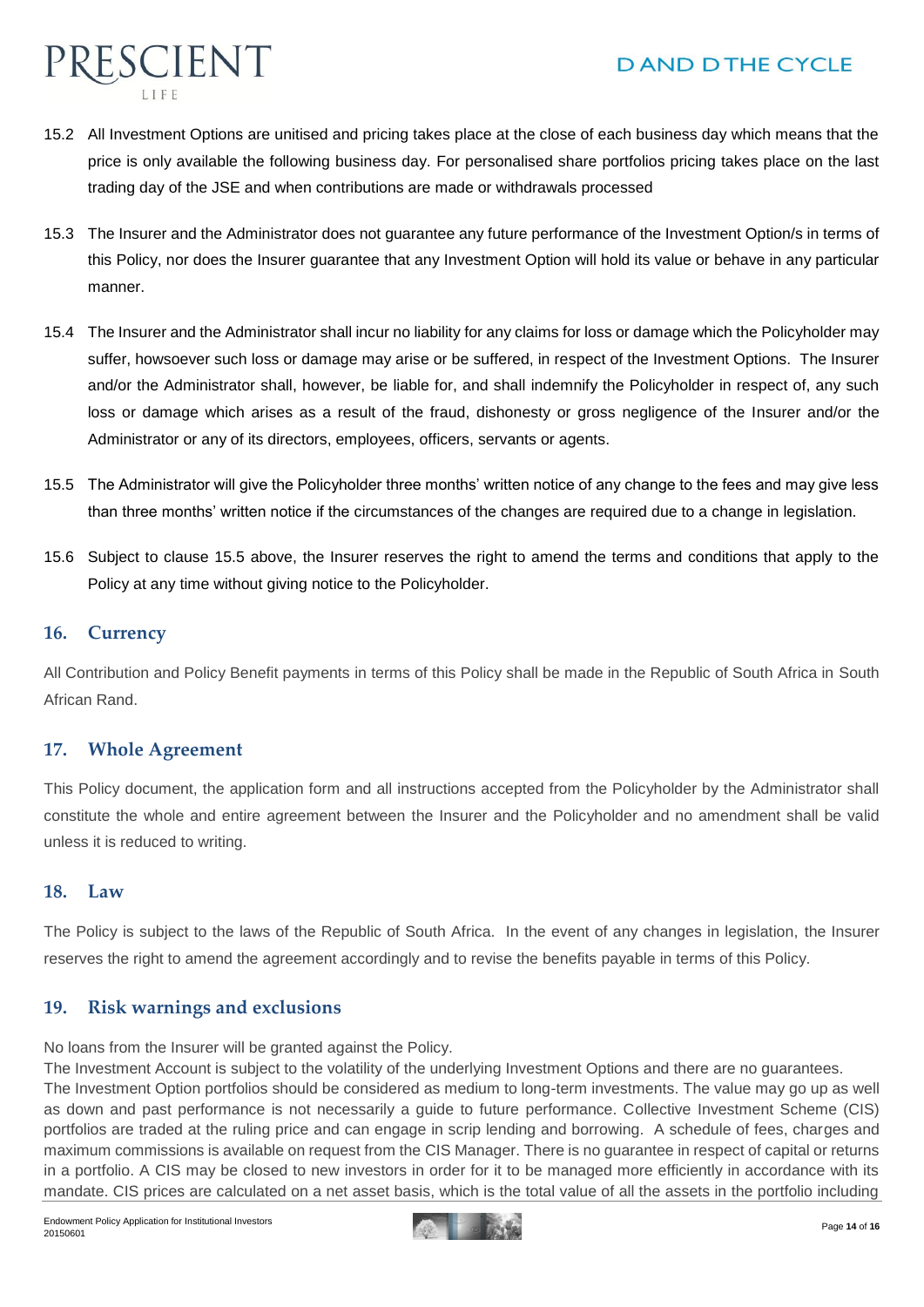15.2 All Investment Options are unitised and pricing takes place at the close of each business day which means that the price is only available the following business day. For personalised share portfolios pricing takes place on the last trading day of the JSE and when contributions are made or withdrawals processed

15.3 The Insurer and the Administrator does not guarantee any future performance of the Investment Option/s in terms of this Policy, nor does the Insurer guarantee that any Investment Option will hold its value or behave in any particular manner.

15.4 The Insurer and the Administrator shall incur no liability for any claims for loss or damage which the Policyholder may suffer, howsoever such loss or damage may arise or be suffered, in respect of the Investment Options. The Insurer and/or the Administrator shall, however, be liable for, and shall indemnify the Policyholder in respect of, any such loss or damage which arises as a result of the fraud, dishonesty or gross negligence of the Insurer and/or the Administrator or any of its directors, employees, officers, servants or agents.

15.5 The Administrator will give the Policyholder three months' written notice of any change to the fees and may give less than three months' written notice if the circumstances of the changes are required due to a change in legislation.

15.6 Subject to clause 15.5 above, the Insurer reserves the right to amend the terms and conditions that apply to the Policy at any time without giving notice to the Policyholder.

## 16. Currency

All Contribution and Policy Benefit payments in terms of this Policy shall be made in the Republic of South Africa in South African Rand.

## 17. Whole Agreement

This Policy document, the application form and all instructions accepted from the Policyholder by the Administrator shall constitute the whole and entire agreement between the Insurer and the Policyholder and no amendment shall be valid unless it is reduced to writing.

## 18. Law

The Policy is subject to the laws of the Republic of South Africa. In the event of any changes in legislation, the Insurer reserves the right to amend the agreement accordingly and to revise the benefits payable in terms of this Policy.

## 19. Risk warnings and exclusions

No loans from the Insurer will be granted against the Policy.
The Investment Account is subject to the volatility of the underlying Investment Options and there are no guarantees.
The Investment Option portfolios should be considered as medium to long-term investments. The value may go up as well as down and past performance is not necessarily a guide to future performance. Collective Investment Scheme (CIS) portfolios are traded at the ruling price and can engage in scrip lending and borrowing. A schedule of fees, charges and maximum commissions is available on request from the CIS Manager. There is no guarantee in respect of capital or returns in a portfolio. A CIS may be closed to new investors in order for it to be managed more efficiently in accordance with its mandate. CIS prices are calculated on a net asset basis, which is the total value of all the assets in the portfolio including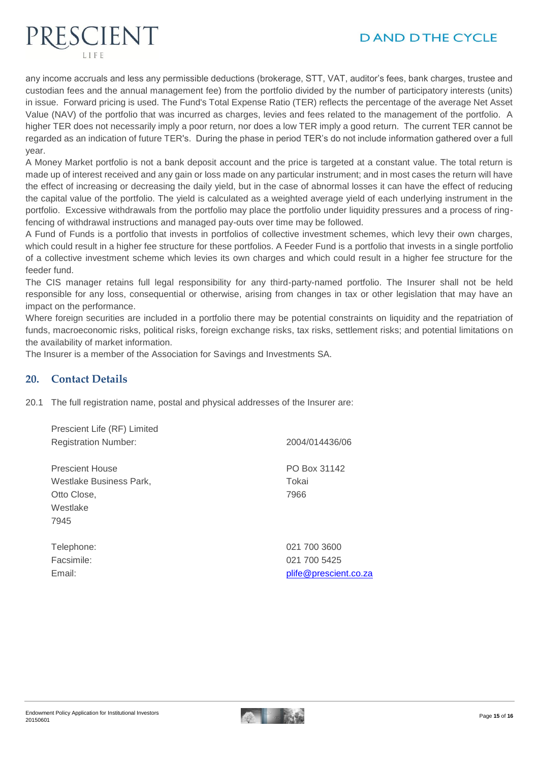any income accruals and less any permissible deductions (brokerage, STT, VAT, auditor's fees, bank charges, trustee and custodian fees and the annual management fee) from the portfolio divided by the number of participatory interests (units) in issue. Forward pricing is used. The Fund's Total Expense Ratio (TER) reflects the percentage of the average Net Asset Value (NAV) of the portfolio that was incurred as charges, levies and fees related to the management of the portfolio. A higher TER does not necessarily imply a poor return, nor does a low TER imply a good return. The current TER cannot be regarded as an indication of future TER's. During the phase in period TER's do not include information gathered over a full year.

A Money Market portfolio is not a bank deposit account and the price is targeted at a constant value. The total return is made up of interest received and any gain or loss made on any particular instrument; and in most cases the return will have the effect of increasing or decreasing the daily yield, but in the case of abnormal losses it can have the effect of reducing the capital value of the portfolio. The yield is calculated as a weighted average yield of each underlying instrument in the portfolio. Excessive withdrawals from the portfolio may place the portfolio under liquidity pressures and a process of ring-fencing of withdrawal instructions and managed pay-outs over time may be followed.

A Fund of Funds is a portfolio that invests in portfolios of collective investment schemes, which levy their own charges, which could result in a higher fee structure for these portfolios. A Feeder Fund is a portfolio that invests in a single portfolio of a collective investment scheme which levies its own charges and which could result in a higher fee structure for the feeder fund.

The CIS manager retains full legal responsibility for any third-party-named portfolio. The Insurer shall not be held responsible for any loss, consequential or otherwise, arising from changes in tax or other legislation that may have an impact on the performance.

Where foreign securities are included in a portfolio there may be potential constraints on liquidity and the repatriation of funds, macroeconomic risks, political risks, foreign exchange risks, tax risks, settlement risks; and potential limitations on the availability of market information.

The Insurer is a member of the Association for Savings and Investments SA.

## 20. Contact Details

20.1 The full registration name, postal and physical addresses of the Insurer are:

| | |
|---|---|
| Prescient Life (RF) Limited | |
| Registration Number: | 2004/014436/06 |
| | |
| Prescient House<br>Westlake Business Park,<br>Otto Close,<br>Westlake<br>7945 | PO Box 31142<br>Tokai<br>7966 |
| | |
| Telephone: | 021 700 3600 |
| Facsimile: | 021 700 5425 |
| Email: | plife@prescient.co.za |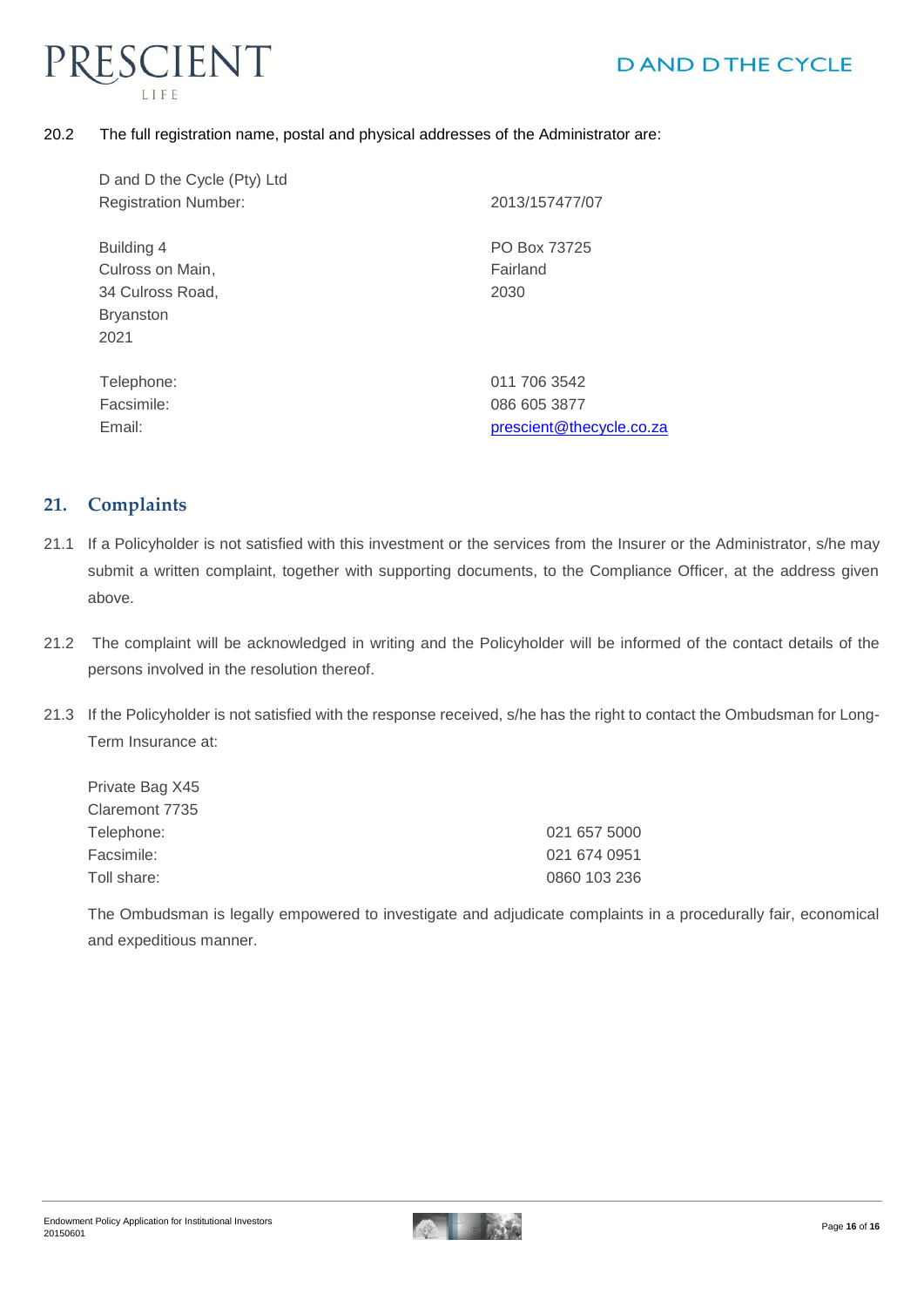20.2 The full registration name, postal and physical addresses of the Administrator are:

| | |
|---|---|
| D and D the Cycle (Pty) Ltd | |
| Registration Number: | 2013/157477/07 |
| Building 4<br>Culross on Main,<br>34 Culross Road,<br>Bryanston<br>2021 | PO Box 73725<br>Fairland<br>2030 |
| Telephone: | 011 706 3542 |
| Facsimile: | 086 605 3877 |
| Email: | prescient@thecycle.co.za |

## 21. Complaints

21.1 If a Policyholder is not satisfied with this investment or the services from the Insurer or the Administrator, s/he may submit a written complaint, together with supporting documents, to the Compliance Officer, at the address given above.

21.2 The complaint will be acknowledged in writing and the Policyholder will be informed of the contact details of the persons involved in the resolution thereof.

21.3 If the Policyholder is not satisfied with the response received, s/he has the right to contact the Ombudsman for Long-Term Insurance at:

| | |
|---|---|
| Private Bag X45<br>Claremont 7735 | |
| Telephone: | 021 657 5000 |
| Facsimile: | 021 674 0951 |
| Toll share: | 0860 103 236 |

The Ombudsman is legally empowered to investigate and adjudicate complaints in a procedurally fair, economical and expeditious manner.